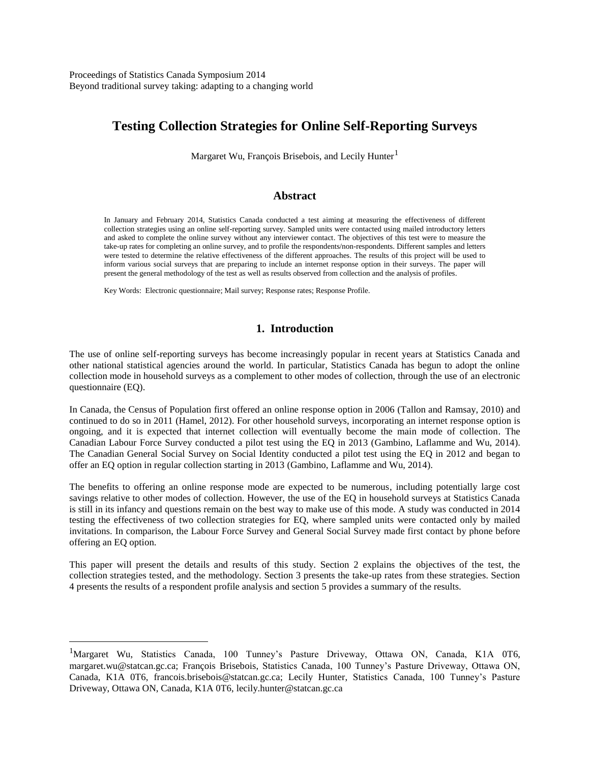Proceedings of Statistics Canada Symposium 2014
Beyond traditional survey taking: adapting to a changing world

# Testing Collection Strategies for Online Self-Reporting Surveys

Margaret Wu, François Brisebois, and Lecily Hunter[1]

## Abstract

In January and February 2014, Statistics Canada conducted a test aiming at measuring the effectiveness of different collection strategies using an online self-reporting survey. Sampled units were contacted using mailed introductory letters and asked to complete the online survey without any interviewer contact. The objectives of this test were to measure the take-up rates for completing an online survey, and to profile the respondents/non-respondents. Different samples and letters were tested to determine the relative effectiveness of the different approaches. The results of this project will be used to inform various social surveys that are preparing to include an internet response option in their surveys. The paper will present the general methodology of the test as well as results observed from collection and the analysis of profiles.

Key Words: Electronic questionnaire; Mail survey; Response rates; Response Profile.

## 1. Introduction

The use of online self-reporting surveys has become increasingly popular in recent years at Statistics Canada and other national statistical agencies around the world. In particular, Statistics Canada has begun to adopt the online collection mode in household surveys as a complement to other modes of collection, through the use of an electronic questionnaire (EQ).

In Canada, the Census of Population first offered an online response option in 2006 (Tallon and Ramsay, 2010) and continued to do so in 2011 (Hamel, 2012). For other household surveys, incorporating an internet response option is ongoing, and it is expected that internet collection will eventually become the main mode of collection. The Canadian Labour Force Survey conducted a pilot test using the EQ in 2013 (Gambino, Laflamme and Wu, 2014). The Canadian General Social Survey on Social Identity conducted a pilot test using the EQ in 2012 and began to offer an EQ option in regular collection starting in 2013 (Gambino, Laflamme and Wu, 2014).

The benefits to offering an online response mode are expected to be numerous, including potentially large cost savings relative to other modes of collection. However, the use of the EQ in household surveys at Statistics Canada is still in its infancy and questions remain on the best way to make use of this mode. A study was conducted in 2014 testing the effectiveness of two collection strategies for EQ, where sampled units were contacted only by mailed invitations. In comparison, the Labour Force Survey and General Social Survey made first contact by phone before offering an EQ option.

This paper will present the details and results of this study. Section 2 explains the objectives of the test, the collection strategies tested, and the methodology. Section 3 presents the take-up rates from these strategies. Section 4 presents the results of a respondent profile analysis and section 5 provides a summary of the results.

---

[1]Margaret Wu, Statistics Canada, 100 Tunney's Pasture Driveway, Ottawa ON, Canada, K1A 0T6, margaret.wu@statcan.gc.ca; François Brisebois, Statistics Canada, 100 Tunney's Pasture Driveway, Ottawa ON, Canada, K1A 0T6, francois.brisebois@statcan.gc.ca; Lecily Hunter, Statistics Canada, 100 Tunney's Pasture Driveway, Ottawa ON, Canada, K1A 0T6, lecily.hunter@statcan.gc.ca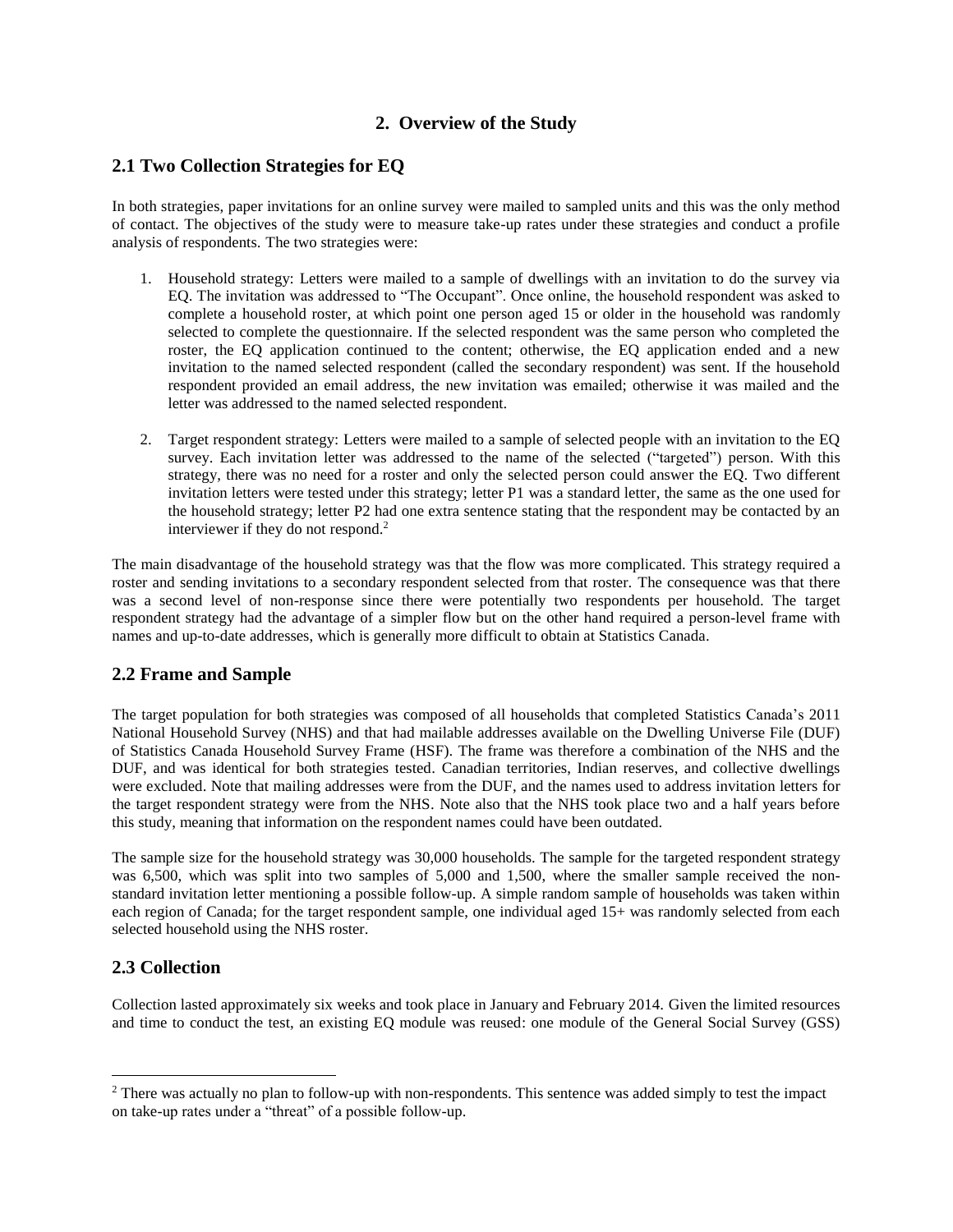## 2. Overview of the Study

### 2.1 Two Collection Strategies for EQ

In both strategies, paper invitations for an online survey were mailed to sampled units and this was the only method of contact. The objectives of the study were to measure take-up rates under these strategies and conduct a profile analysis of respondents. The two strategies were:

1. Household strategy: Letters were mailed to a sample of dwellings with an invitation to do the survey via EQ. The invitation was addressed to "The Occupant". Once online, the household respondent was asked to complete a household roster, at which point one person aged 15 or older in the household was randomly selected to complete the questionnaire. If the selected respondent was the same person who completed the roster, the EQ application continued to the content; otherwise, the EQ application ended and a new invitation to the named selected respondent (called the secondary respondent) was sent. If the household respondent provided an email address, the new invitation was emailed; otherwise it was mailed and the letter was addressed to the named selected respondent.

2. Target respondent strategy: Letters were mailed to a sample of selected people with an invitation to the EQ survey. Each invitation letter was addressed to the name of the selected ("targeted") person. With this strategy, there was no need for a roster and only the selected person could answer the EQ. Two different invitation letters were tested under this strategy; letter P1 was a standard letter, the same as the one used for the household strategy; letter P2 had one extra sentence stating that the respondent may be contacted by an interviewer if they do not respond.[2]

The main disadvantage of the household strategy was that the flow was more complicated. This strategy required a roster and sending invitations to a secondary respondent selected from that roster. The consequence was that there was a second level of non-response since there were potentially two respondents per household. The target respondent strategy had the advantage of a simpler flow but on the other hand required a person-level frame with names and up-to-date addresses, which is generally more difficult to obtain at Statistics Canada.

### 2.2 Frame and Sample

The target population for both strategies was composed of all households that completed Statistics Canada's 2011 National Household Survey (NHS) and that had mailable addresses available on the Dwelling Universe File (DUF) of Statistics Canada Household Survey Frame (HSF). The frame was therefore a combination of the NHS and the DUF, and was identical for both strategies tested. Canadian territories, Indian reserves, and collective dwellings were excluded. Note that mailing addresses were from the DUF, and the names used to address invitation letters for the target respondent strategy were from the NHS. Note also that the NHS took place two and a half years before this study, meaning that information on the respondent names could have been outdated.

The sample size for the household strategy was 30,000 households. The sample for the targeted respondent strategy was 6,500, which was split into two samples of 5,000 and 1,500, where the smaller sample received the non-standard invitation letter mentioning a possible follow-up. A simple random sample of households was taken within each region of Canada; for the target respondent sample, one individual aged 15+ was randomly selected from each selected household using the NHS roster.

### 2.3 Collection

Collection lasted approximately six weeks and took place in January and February 2014. Given the limited resources and time to conduct the test, an existing EQ module was reused: one module of the General Social Survey (GSS)

---

[2] There was actually no plan to follow-up with non-respondents. This sentence was added simply to test the impact on take-up rates under a "threat" of a possible follow-up.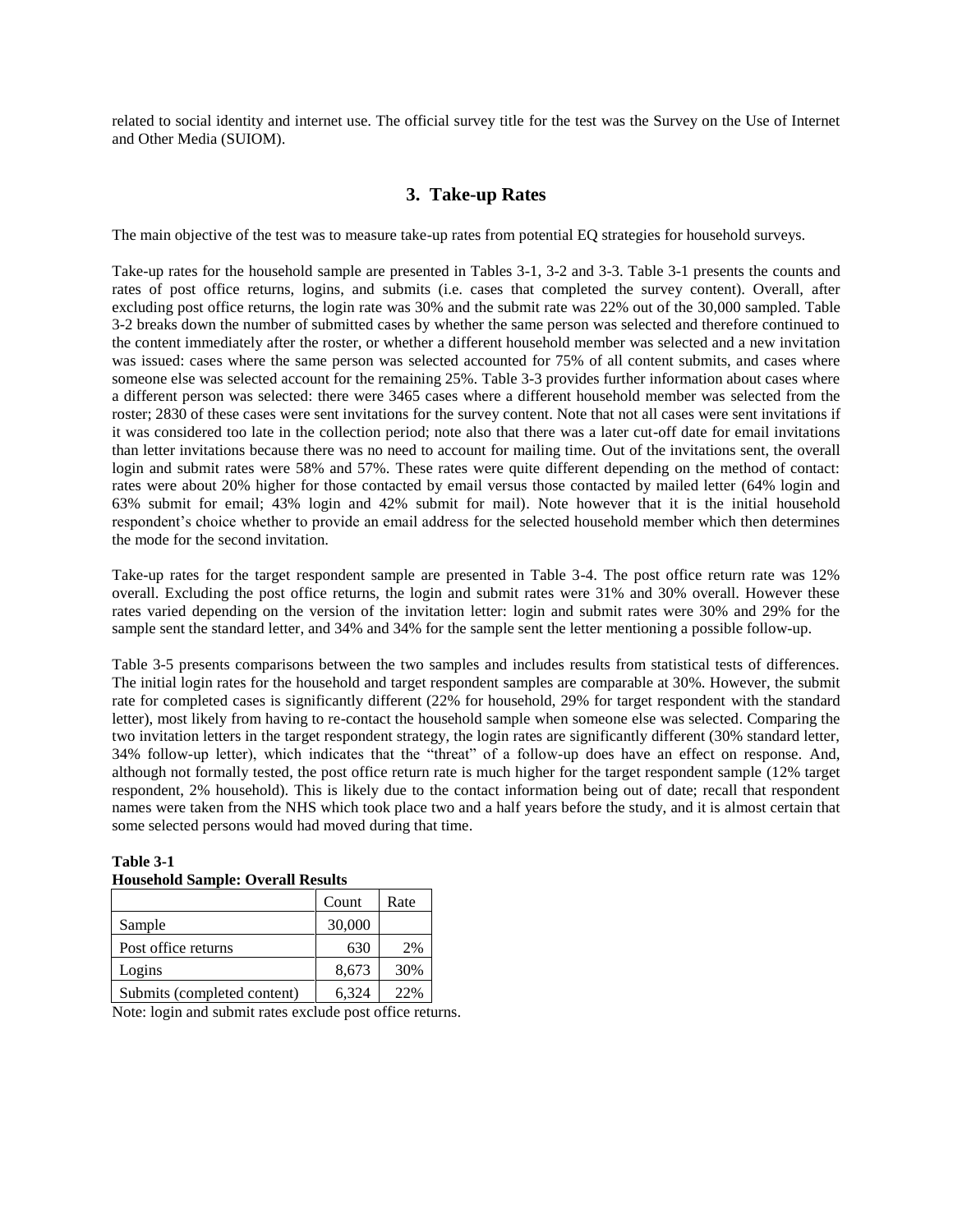related to social identity and internet use. The official survey title for the test was the Survey on the Use of Internet and Other Media (SUIOM).

## 3. Take-up Rates

The main objective of the test was to measure take-up rates from potential EQ strategies for household surveys.

Take-up rates for the household sample are presented in Tables 3-1, 3-2 and 3-3. Table 3-1 presents the counts and rates of post office returns, logins, and submits (i.e. cases that completed the survey content). Overall, after excluding post office returns, the login rate was 30% and the submit rate was 22% out of the 30,000 sampled. Table 3-2 breaks down the number of submitted cases by whether the same person was selected and therefore continued to the content immediately after the roster, or whether a different household member was selected and a new invitation was issued: cases where the same person was selected accounted for 75% of all content submits, and cases where someone else was selected account for the remaining 25%. Table 3-3 provides further information about cases where a different person was selected: there were 3465 cases where a different household member was selected from the roster; 2830 of these cases were sent invitations for the survey content. Note that not all cases were sent invitations if it was considered too late in the collection period; note also that there was a later cut-off date for email invitations than letter invitations because there was no need to account for mailing time. Out of the invitations sent, the overall login and submit rates were 58% and 57%. These rates were quite different depending on the method of contact: rates were about 20% higher for those contacted by email versus those contacted by mailed letter (64% login and 63% submit for email; 43% login and 42% submit for mail). Note however that it is the initial household respondent's choice whether to provide an email address for the selected household member which then determines the mode for the second invitation.

Take-up rates for the target respondent sample are presented in Table 3-4. The post office return rate was 12% overall. Excluding the post office returns, the login and submit rates were 31% and 30% overall. However these rates varied depending on the version of the invitation letter: login and submit rates were 30% and 29% for the sample sent the standard letter, and 34% and 34% for the sample sent the letter mentioning a possible follow-up.

Table 3-5 presents comparisons between the two samples and includes results from statistical tests of differences. The initial login rates for the household and target respondent samples are comparable at 30%. However, the submit rate for completed cases is significantly different (22% for household, 29% for target respondent with the standard letter), most likely from having to re-contact the household sample when someone else was selected. Comparing the two invitation letters in the target respondent strategy, the login rates are significantly different (30% standard letter, 34% follow-up letter), which indicates that the "threat" of a follow-up does have an effect on response. And, although not formally tested, the post office return rate is much higher for the target respondent sample (12% target respondent, 2% household). This is likely due to the contact information being out of date; recall that respondent names were taken from the NHS which took place two and a half years before the study, and it is almost certain that some selected persons would had moved during that time.

**Table 3-1**
**Household Sample: Overall Results**

| | Count | Rate |
|---|---|---|
| Sample | 30,000 | |
| Post office returns | 630 | 2% |
| Logins | 8,673 | 30% |
| Submits (completed content) | 6,324 | 22% |

Note: login and submit rates exclude post office returns.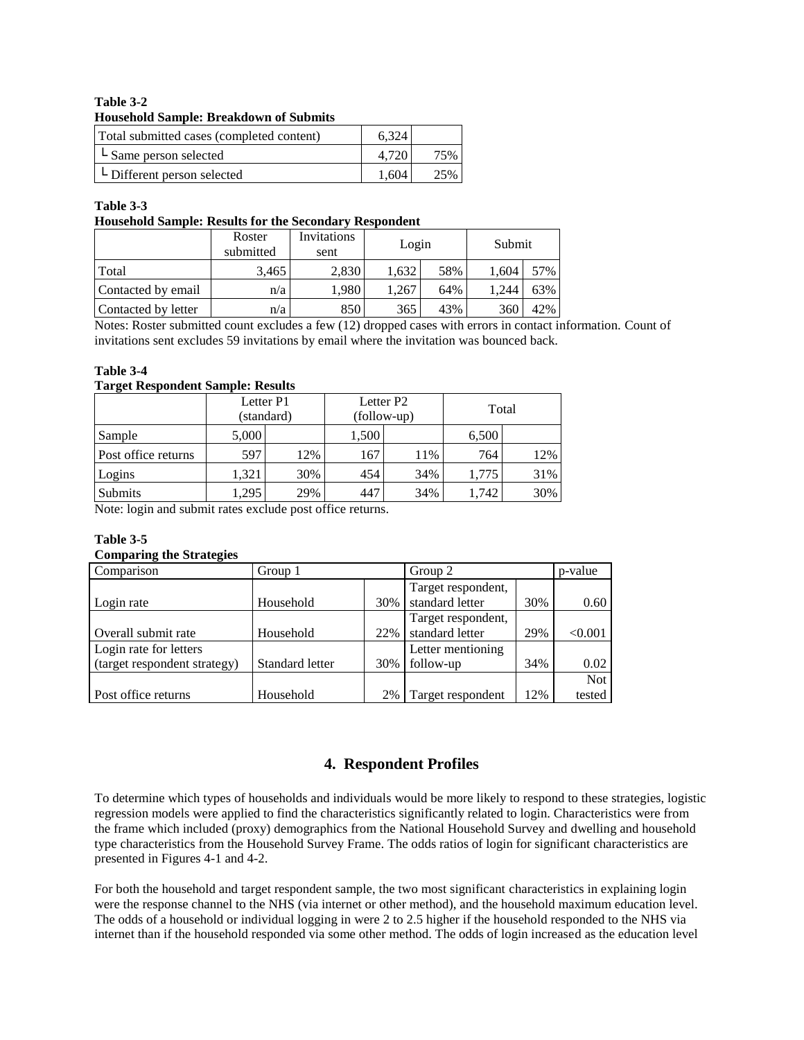**Table 3-2**
**Household Sample: Breakdown of Submits**

| | | |
|---|---|---|
| Total submitted cases (completed content) | 6,324 | |
| └ Same person selected | 4,720 | 75% |
| └ Different person selected | 1,604 | 25% |

**Table 3-3**
**Household Sample: Results for the Secondary Respondent**

| | Roster submitted | Invitations sent | Login | | Submit | |
|---|---|---|---|---|---|---|
| Total | 3,465 | 2,830 | 1,632 | 58% | 1,604 | 57% |
| Contacted by email | n/a | 1,980 | 1,267 | 64% | 1,244 | 63% |
| Contacted by letter | n/a | 850 | 365 | 43% | 360 | 42% |

Notes: Roster submitted count excludes a few (12) dropped cases with errors in contact information. Count of invitations sent excludes 59 invitations by email where the invitation was bounced back.

**Table 3-4**
**Target Respondent Sample: Results**

| | Letter P1 (standard) | | Letter P2 (follow-up) | | Total | |
|---|---|---|---|---|---|---|
| Sample | 5,000 | | 1,500 | | 6,500 | |
| Post office returns | 597 | 12% | 167 | 11% | 764 | 12% |
| Logins | 1,321 | 30% | 454 | 34% | 1,775 | 31% |
| Submits | 1,295 | 29% | 447 | 34% | 1,742 | 30% |

Note: login and submit rates exclude post office returns.

**Table 3-5**
**Comparing the Strategies**

| Comparison | Group 1 | | Group 2 | | p-value |
|---|---|---|---|---|---|
| Login rate | Household | 30% | Target respondent, standard letter | 30% | 0.60 |
| Overall submit rate | Household | 22% | Target respondent, standard letter | 29% | <0.001 |
| Login rate for letters (target respondent strategy) | Standard letter | 30% | Letter mentioning follow-up | 34% | 0.02 |
| Post office returns | Household | 2% | Target respondent | 12% | Not tested |

## 4. Respondent Profiles

To determine which types of households and individuals would be more likely to respond to these strategies, logistic regression models were applied to find the characteristics significantly related to login. Characteristics were from the frame which included (proxy) demographics from the National Household Survey and dwelling and household type characteristics from the Household Survey Frame. The odds ratios of login for significant characteristics are presented in Figures 4-1 and 4-2.

For both the household and target respondent sample, the two most significant characteristics in explaining login were the response channel to the NHS (via internet or other method), and the household maximum education level. The odds of a household or individual logging in were 2 to 2.5 higher if the household responded to the NHS via internet than if the household responded via some other method. The odds of login increased as the education level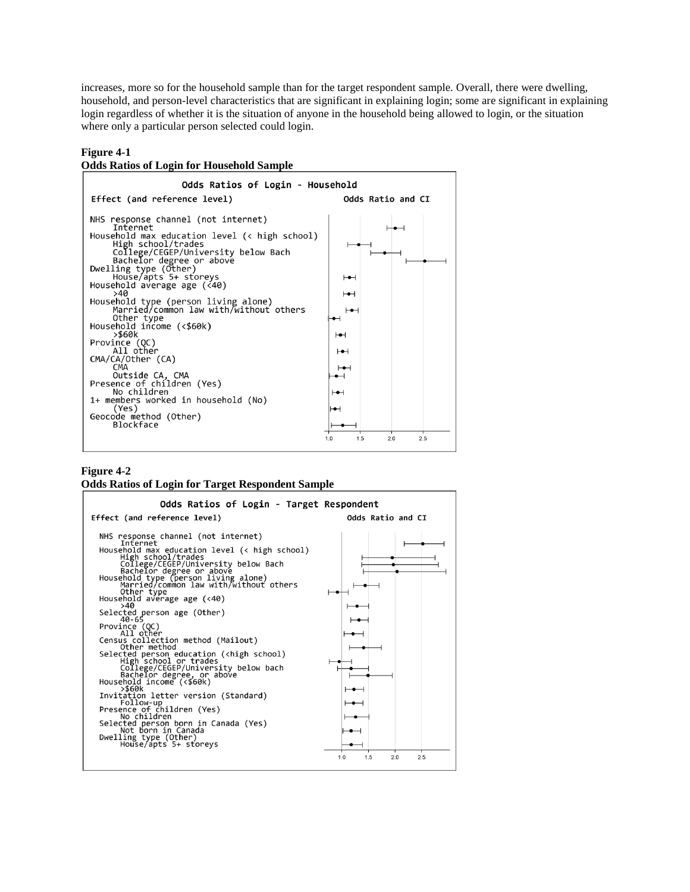increases, more so for the household sample than for the target respondent sample. Overall, there were dwelling, household, and person-level characteristics that are significant in explaining login; some are significant in explaining login regardless of whether it is the situation of anyone in the household being allowed to login, or the situation where only a particular person selected could login.

**Figure 4-1**
**Odds Ratios of Login for Household Sample**

**Figure 4-2**
**Odds Ratios of Login for Target Respondent Sample**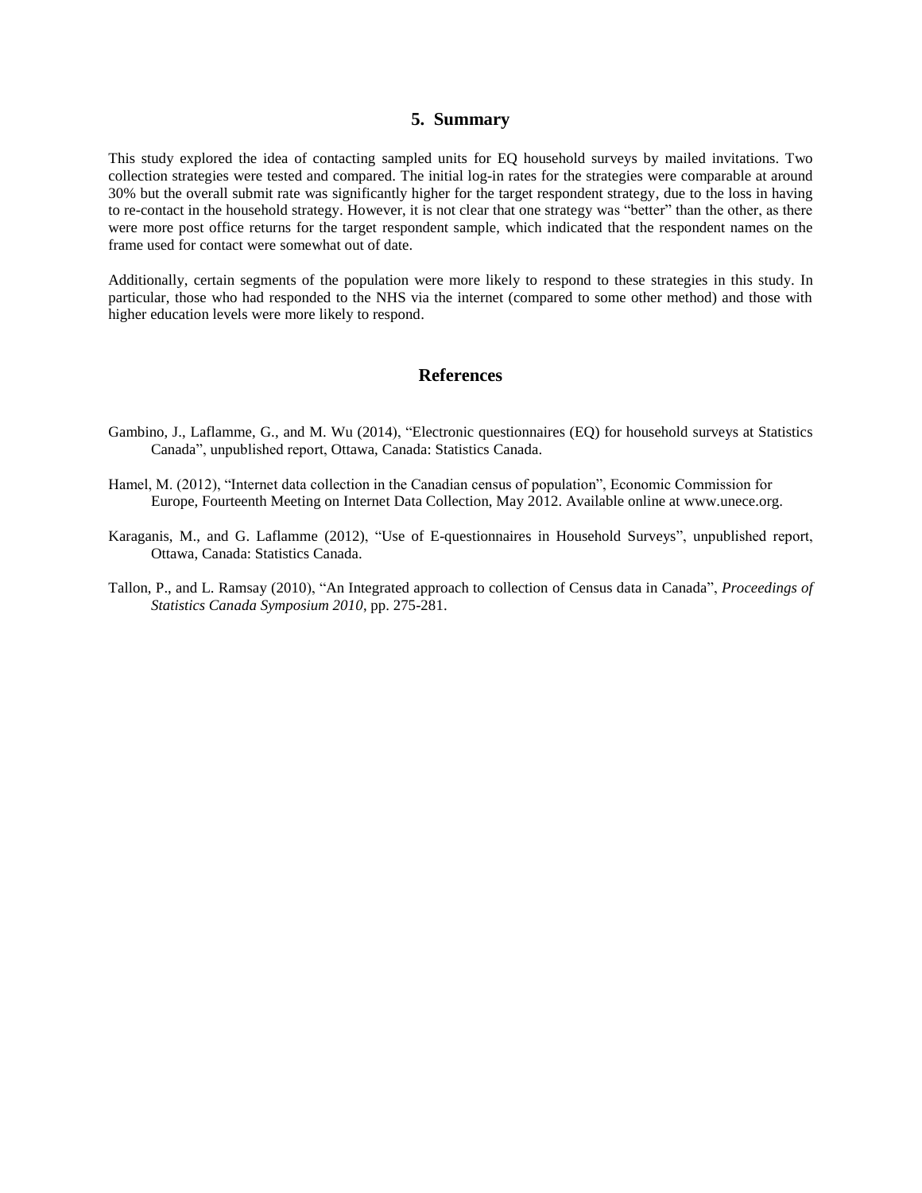## 5. Summary

This study explored the idea of contacting sampled units for EQ household surveys by mailed invitations. Two collection strategies were tested and compared. The initial log-in rates for the strategies were comparable at around 30% but the overall submit rate was significantly higher for the target respondent strategy, due to the loss in having to re-contact in the household strategy. However, it is not clear that one strategy was "better" than the other, as there were more post office returns for the target respondent sample, which indicated that the respondent names on the frame used for contact were somewhat out of date.

Additionally, certain segments of the population were more likely to respond to these strategies in this study. In particular, those who had responded to the NHS via the internet (compared to some other method) and those with higher education levels were more likely to respond.

## References

Gambino, J., Laflamme, G., and M. Wu (2014), "Electronic questionnaires (EQ) for household surveys at Statistics Canada", unpublished report, Ottawa, Canada: Statistics Canada.

Hamel, M. (2012), "Internet data collection in the Canadian census of population", Economic Commission for Europe, Fourteenth Meeting on Internet Data Collection, May 2012. Available online at www.unece.org.

Karaganis, M., and G. Laflamme (2012), "Use of E-questionnaires in Household Surveys", unpublished report, Ottawa, Canada: Statistics Canada.

Tallon, P., and L. Ramsay (2010), "An Integrated approach to collection of Census data in Canada", *Proceedings of Statistics Canada Symposium 2010*, pp. 275-281.